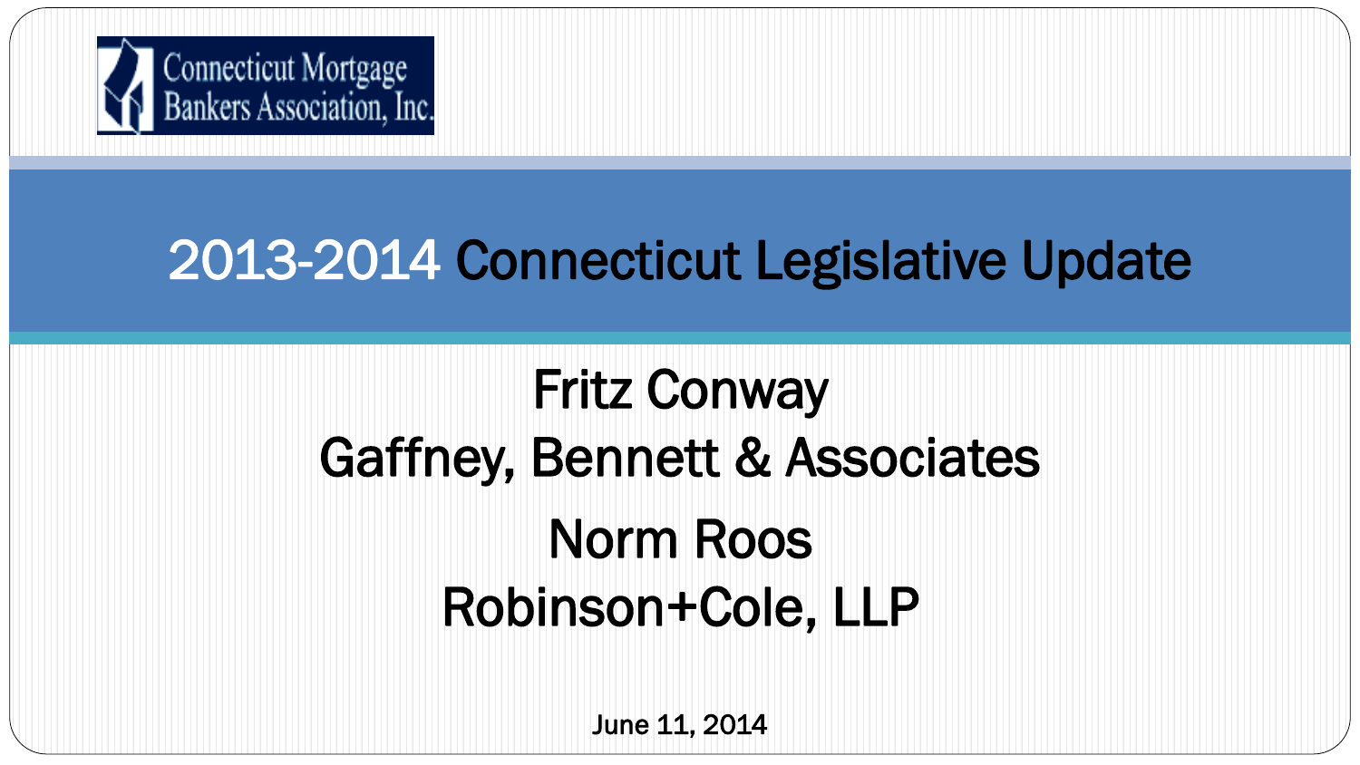Connecticut Mortgage Bankers Association, Inc.

# 2013-2014 Connecticut Legislative Update

Fritz Conway

Gaffney, Bennett & Associates

Norm Roos

Robinson+Cole, LLP

June 11, 2014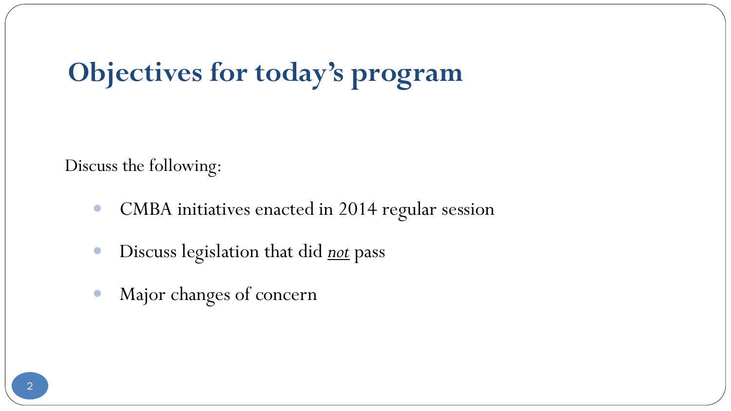# Objectives for today's program

Discuss the following:

- CMBA initiatives enacted in 2014 regular session
- Discuss legislation that did *not* pass
- Major changes of concern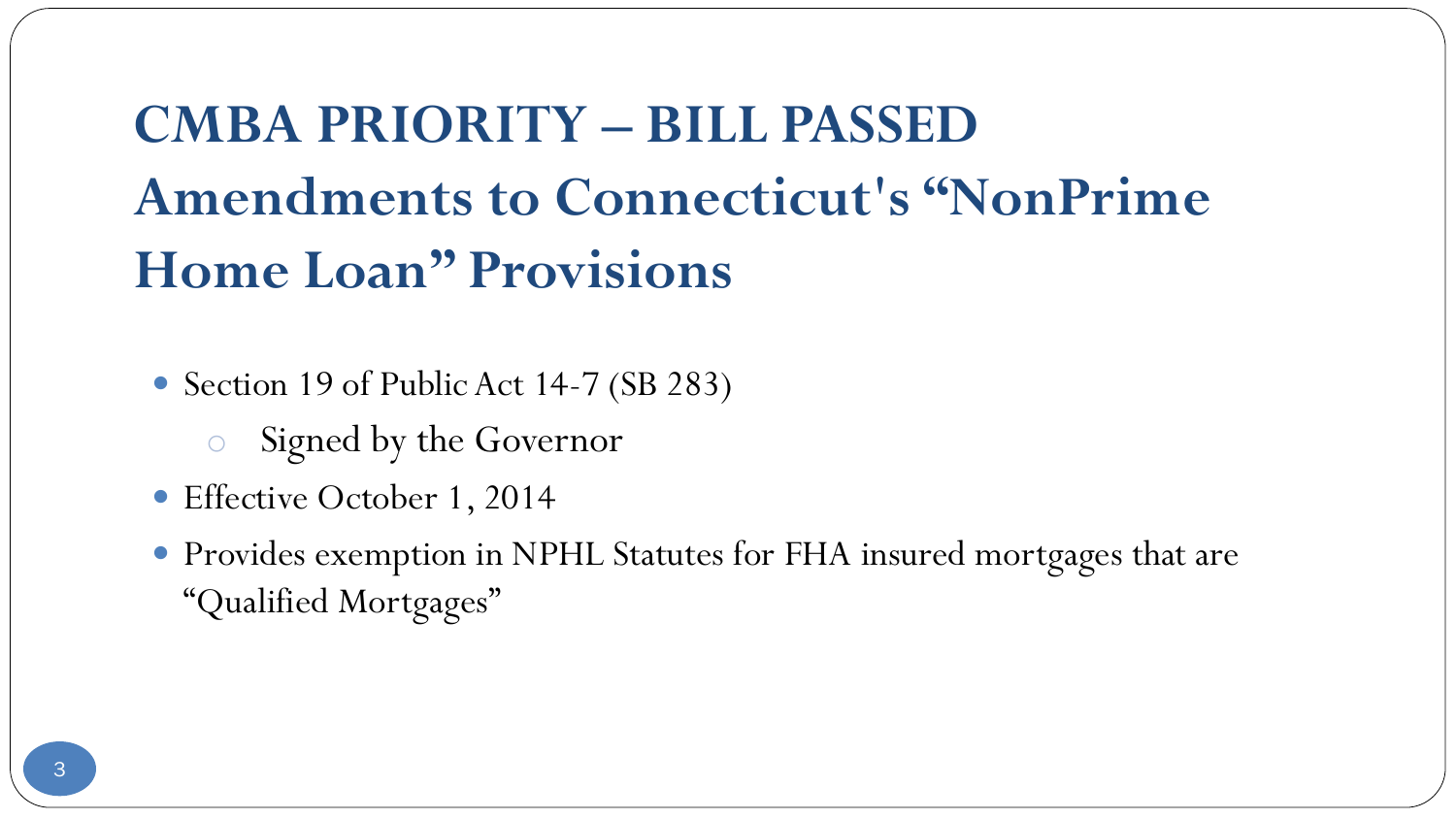# CMBA PRIORITY – BILL PASSED Amendments to Connecticut's "NonPrime Home Loan" Provisions

- Section 19 of Public Act 14-7 (SB 283)
  - Signed by the Governor
- Effective October 1, 2014
- Provides exemption in NPHL Statutes for FHA insured mortgages that are "Qualified Mortgages"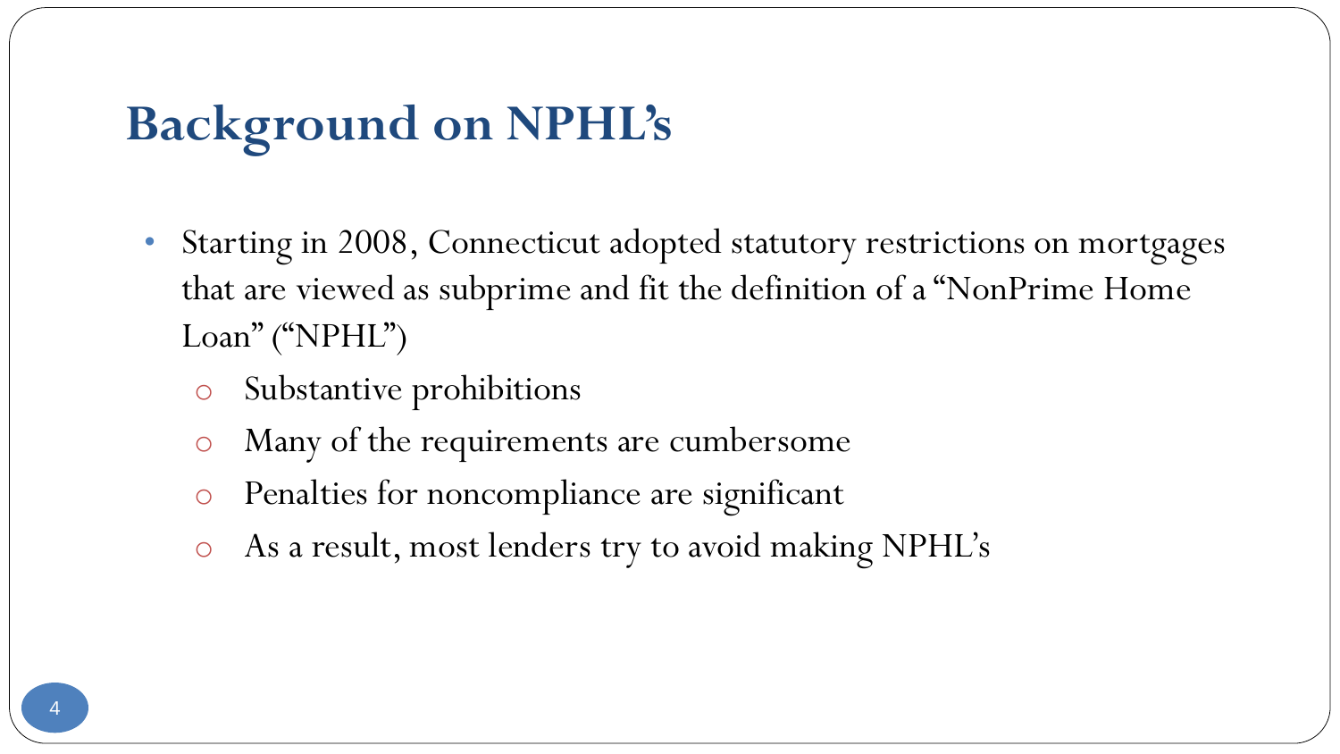# Background on NPHL's

- Starting in 2008, Connecticut adopted statutory restrictions on mortgages that are viewed as subprime and fit the definition of a "NonPrime Home Loan" ("NPHL")
  - Substantive prohibitions
  - Many of the requirements are cumbersome
  - Penalties for noncompliance are significant
  - As a result, most lenders try to avoid making NPHL's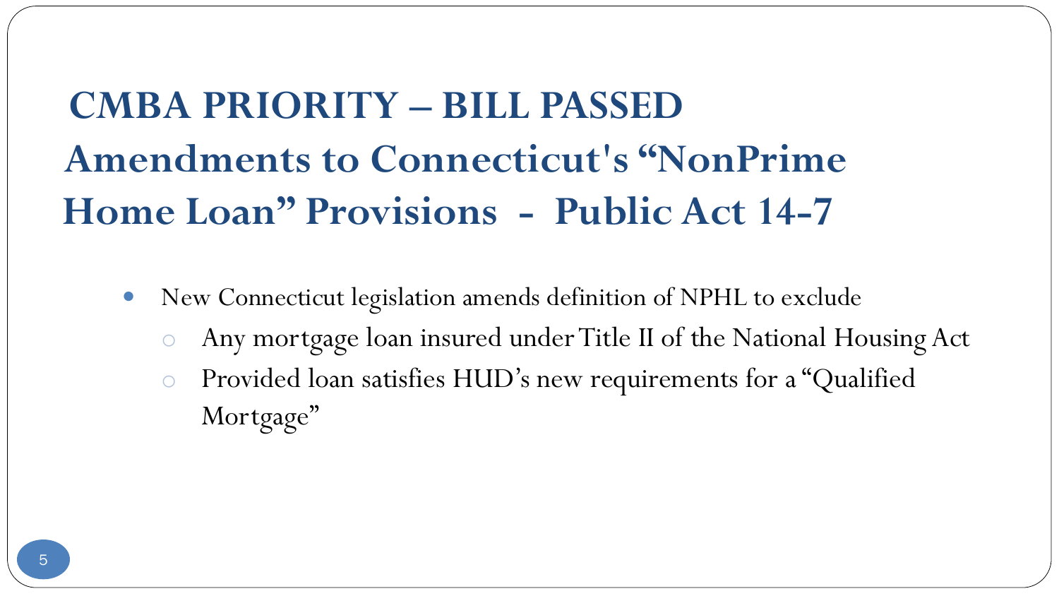# CMBA PRIORITY – BILL PASSED

## Amendments to Connecticut's "NonPrime Home Loan" Provisions - Public Act 14-7

- New Connecticut legislation amends definition of NPHL to exclude
  - Any mortgage loan insured under Title II of the National Housing Act
  - Provided loan satisfies HUD's new requirements for a "Qualified Mortgage"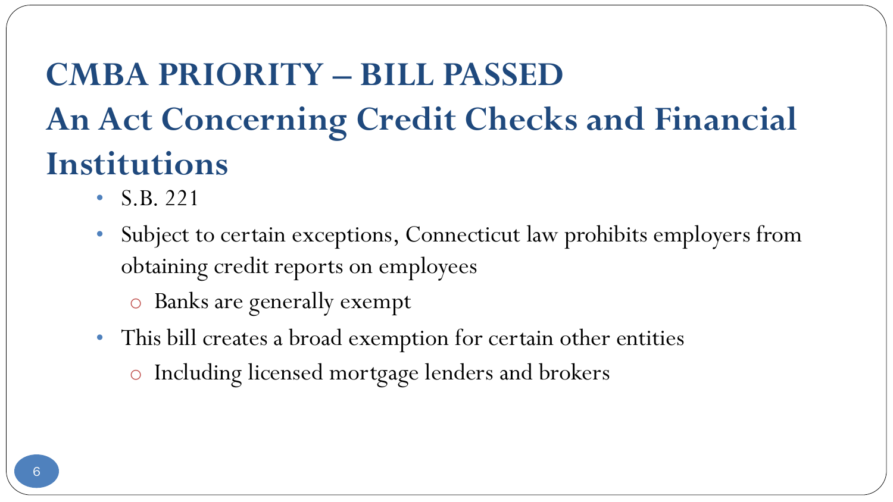# CMBA PRIORITY – BILL PASSED

# An Act Concerning Credit Checks and Financial Institutions

- S.B. 221
- Subject to certain exceptions, Connecticut law prohibits employers from obtaining credit reports on employees
  - Banks are generally exempt
- This bill creates a broad exemption for certain other entities
  - Including licensed mortgage lenders and brokers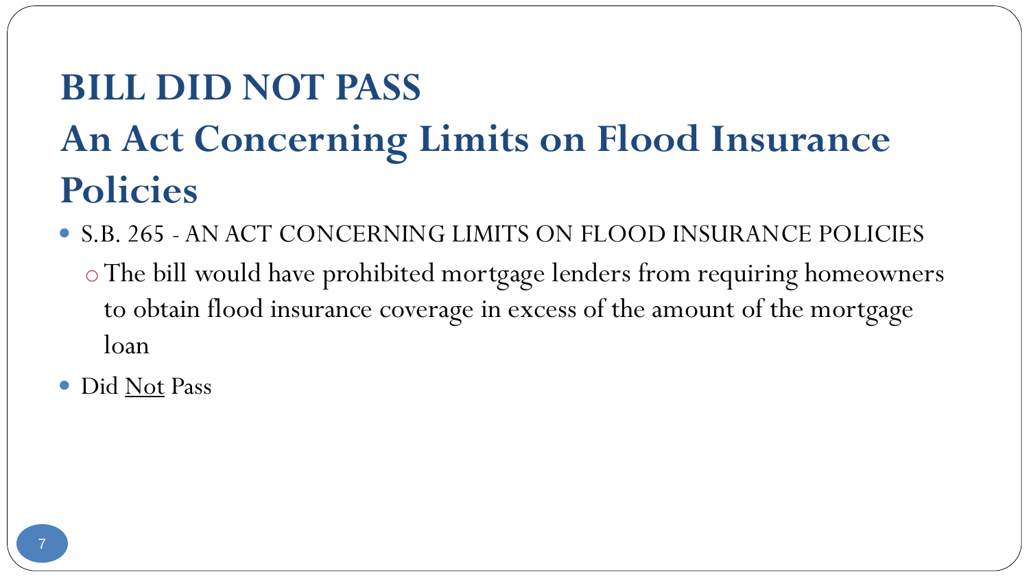# BILL DID NOT PASS

# An Act Concerning Limits on Flood Insurance Policies

- S.B. 265 - AN ACT CONCERNING LIMITS ON FLOOD INSURANCE POLICIES
  - The bill would have prohibited mortgage lenders from requiring homeowners to obtain flood insurance coverage in excess of the amount of the mortgage loan
- Did <u>Not</u> Pass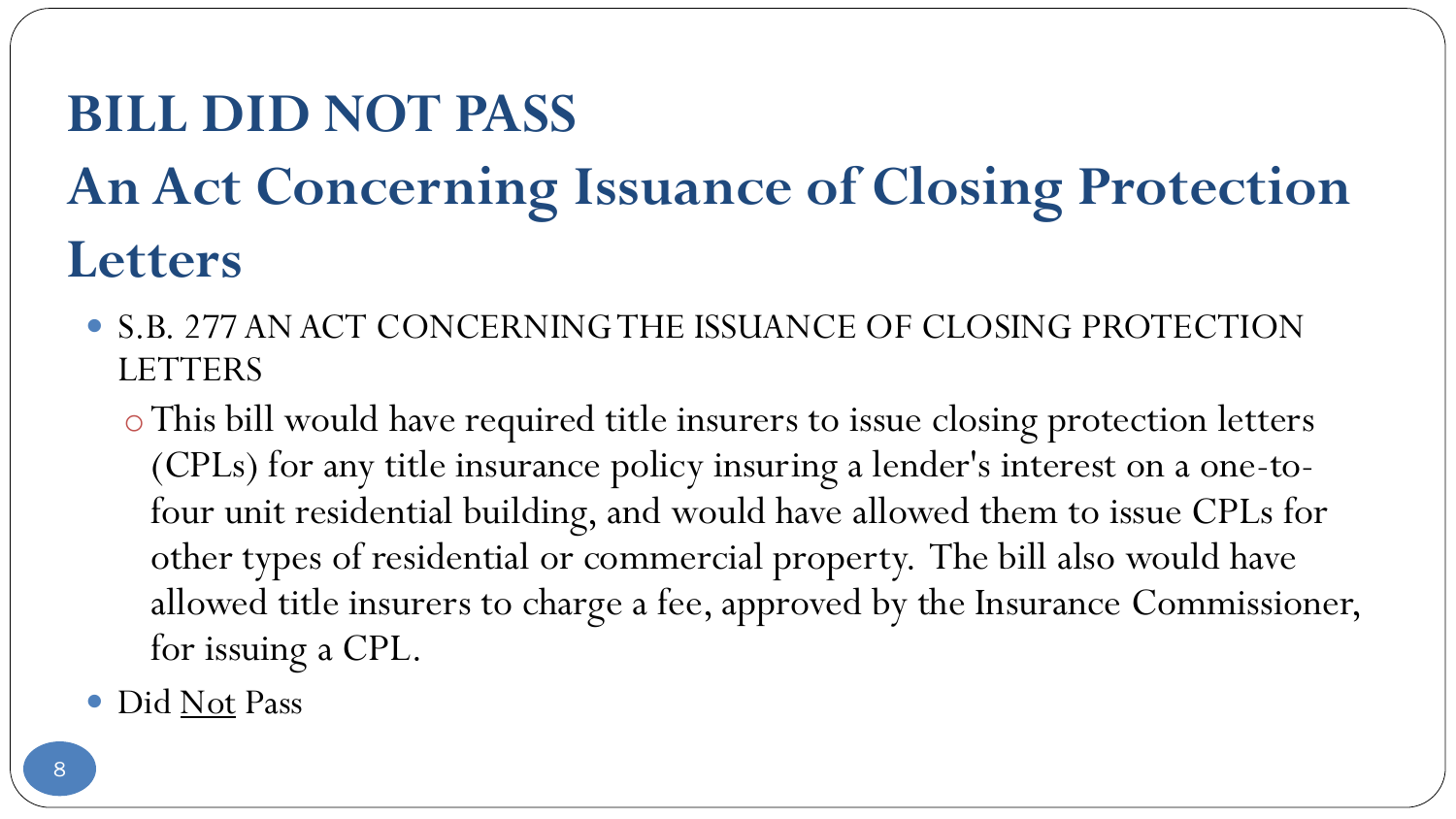# BILL DID NOT PASS

# An Act Concerning Issuance of Closing Protection Letters

- S.B. 277 AN ACT CONCERNING THE ISSUANCE OF CLOSING PROTECTION LETTERS
  - This bill would have required title insurers to issue closing protection letters (CPLs) for any title insurance policy insuring a lender's interest on a one-to-four unit residential building, and would have allowed them to issue CPLs for other types of residential or commercial property. The bill also would have allowed title insurers to charge a fee, approved by the Insurance Commissioner, for issuing a CPL.
- Did <u>Not</u> Pass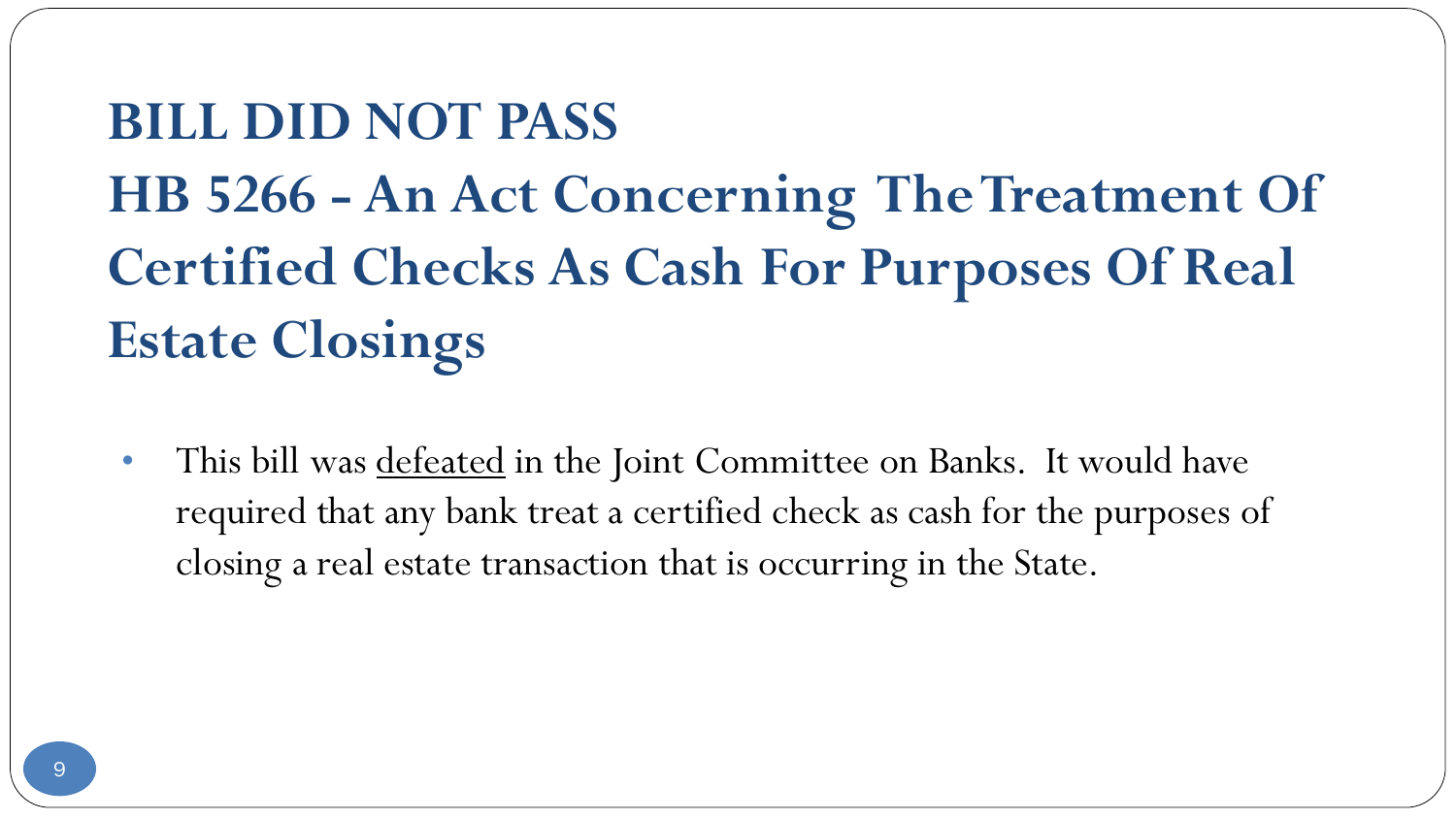# BILL DID NOT PASS

# HB 5266 - An Act Concerning The Treatment Of Certified Checks As Cash For Purposes Of Real Estate Closings

- This bill was <u>defeated</u> in the Joint Committee on Banks. It would have required that any bank treat a certified check as cash for the purposes of closing a real estate transaction that is occurring in the State.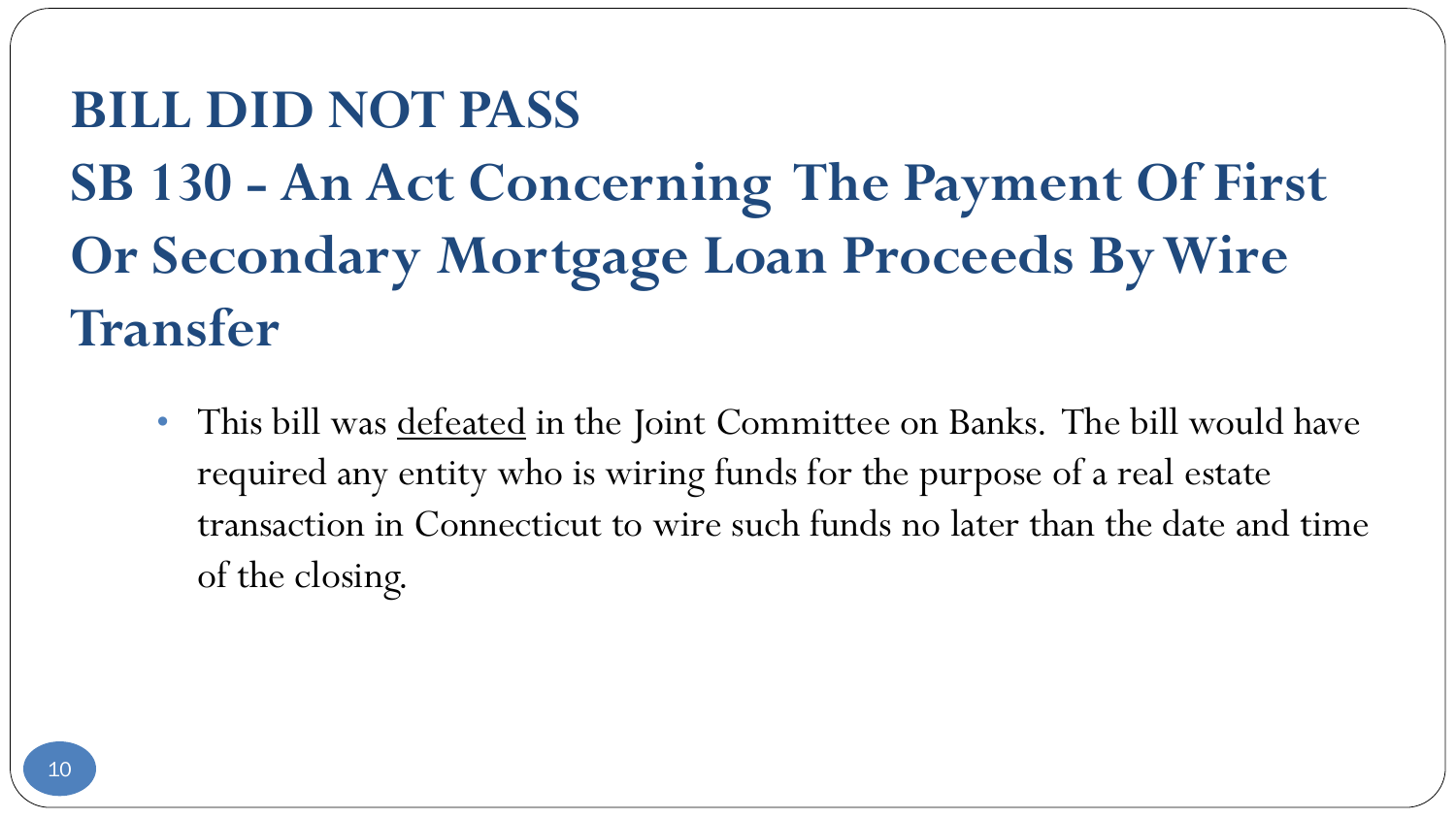# BILL DID NOT PASS

# SB 130 - An Act Concerning The Payment Of First Or Secondary Mortgage Loan Proceeds By Wire Transfer

- This bill was <u>defeated</u> in the Joint Committee on Banks. The bill would have required any entity who is wiring funds for the purpose of a real estate transaction in Connecticut to wire such funds no later than the date and time of the closing.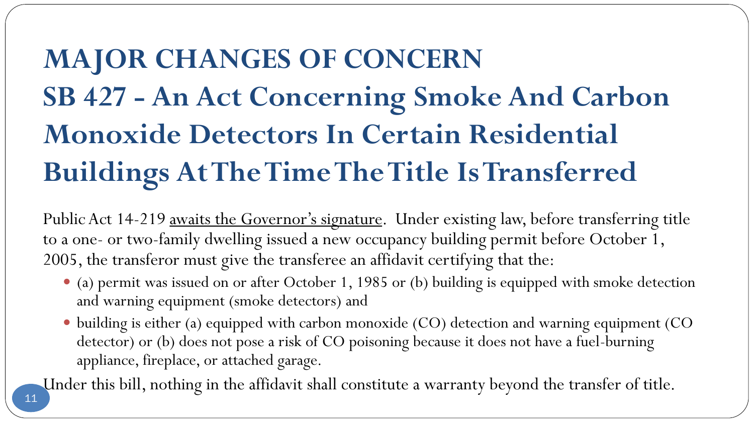# MAJOR CHANGES OF CONCERN
# SB 427 - An Act Concerning Smoke And Carbon Monoxide Detectors In Certain Residential Buildings At The Time The Title Is Transferred

Public Act 14-219 awaits the Governor's signature. Under existing law, before transferring title to a one- or two-family dwelling issued a new occupancy building permit before October 1, 2005, the transferor must give the transferee an affidavit certifying that the:

- (a) permit was issued on or after October 1, 1985 or (b) building is equipped with smoke detection and warning equipment (smoke detectors) and
- building is either (a) equipped with carbon monoxide (CO) detection and warning equipment (CO detector) or (b) does not pose a risk of CO poisoning because it does not have a fuel-burning appliance, fireplace, or attached garage.

Under this bill, nothing in the affidavit shall constitute a warranty beyond the transfer of title.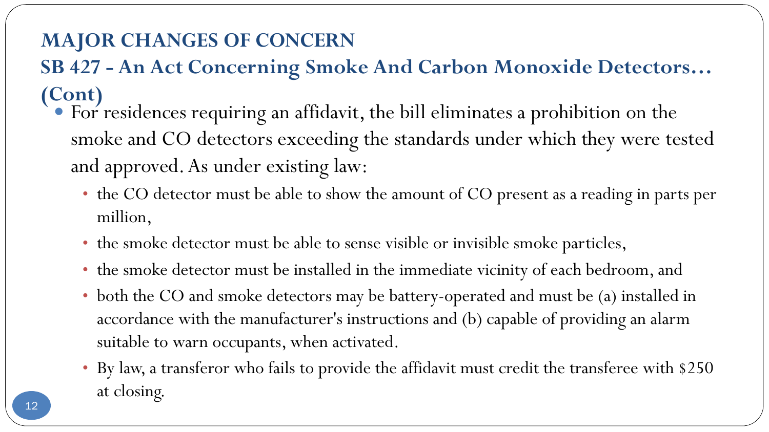## MAJOR CHANGES OF CONCERN

## SB 427 - An Act Concerning Smoke And Carbon Monoxide Detectors… (Cont)

- For residences requiring an affidavit, the bill eliminates a prohibition on the smoke and CO detectors exceeding the standards under which they were tested and approved. As under existing law:
  - the CO detector must be able to show the amount of CO present as a reading in parts per million,
  - the smoke detector must be able to sense visible or invisible smoke particles,
  - the smoke detector must be installed in the immediate vicinity of each bedroom, and
  - both the CO and smoke detectors may be battery-operated and must be (a) installed in accordance with the manufacturer's instructions and (b) capable of providing an alarm suitable to warn occupants, when activated.
  - By law, a transferor who fails to provide the affidavit must credit the transferee with $250 at closing.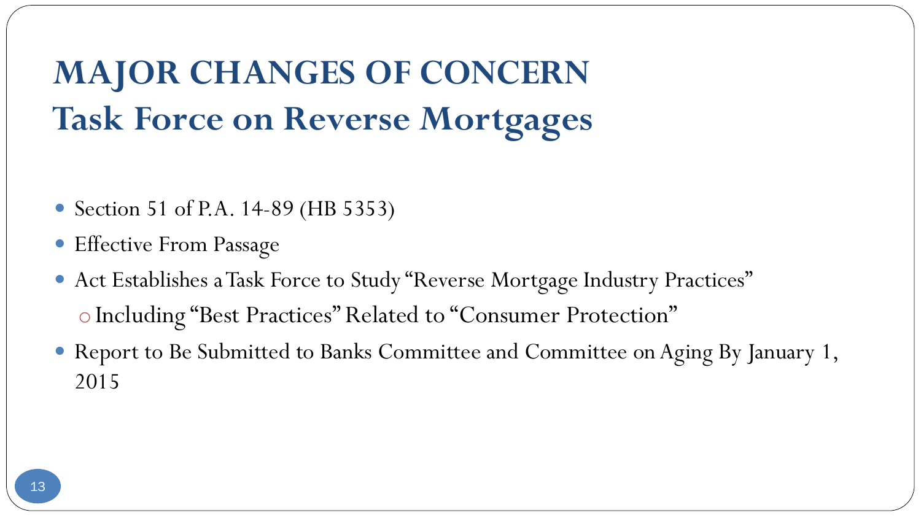# MAJOR CHANGES OF CONCERN
## Task Force on Reverse Mortgages

- Section 51 of P.A. 14-89 (HB 5353)
- Effective From Passage
- Act Establishes a Task Force to Study "Reverse Mortgage Industry Practices"
  - Including "Best Practices" Related to "Consumer Protection"
- Report to Be Submitted to Banks Committee and Committee on Aging By January 1, 2015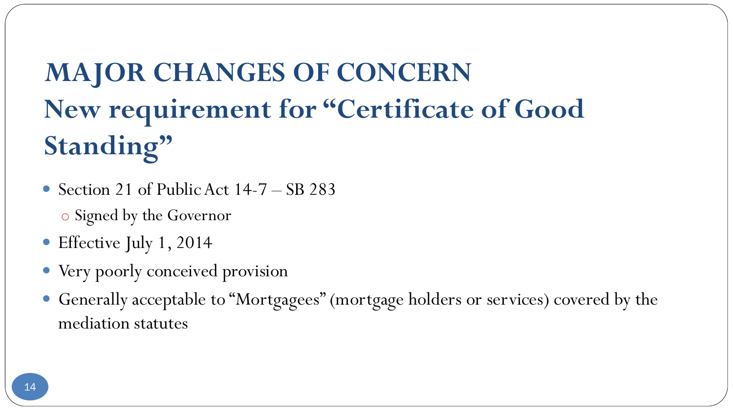# MAJOR CHANGES OF CONCERN
## New requirement for "Certificate of Good Standing"

- Section 21 of Public Act 14-7 – SB 283
  - Signed by the Governor
- Effective July 1, 2014
- Very poorly conceived provision
- Generally acceptable to "Mortgagees" (mortgage holders or services) covered by the mediation statutes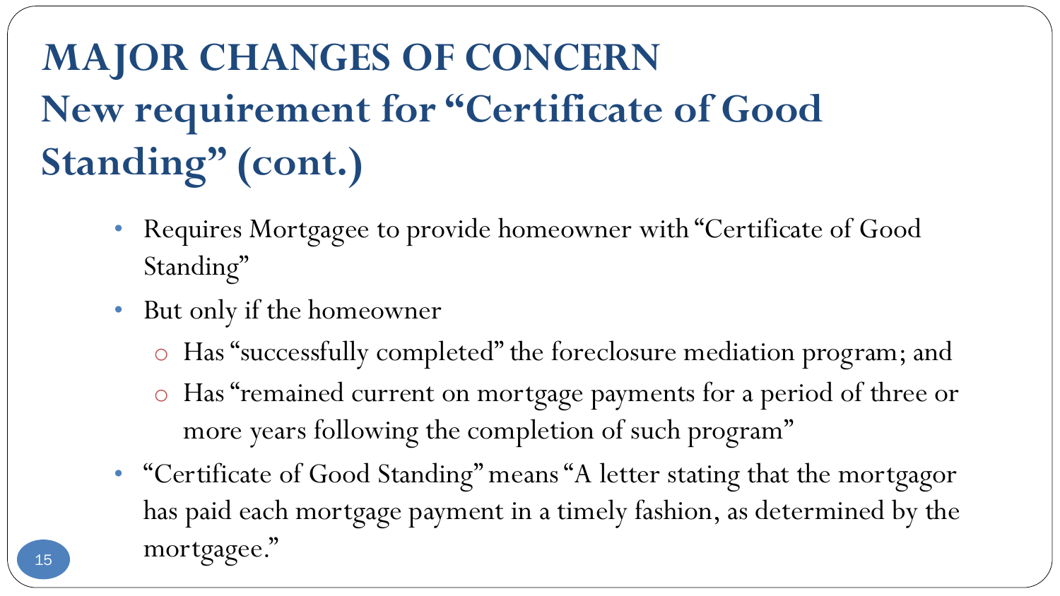# MAJOR CHANGES OF CONCERN

## New requirement for "Certificate of Good Standing" (cont.)

- Requires Mortgagee to provide homeowner with "Certificate of Good Standing"
- But only if the homeowner
  - Has "successfully completed" the foreclosure mediation program; and
  - Has "remained current on mortgage payments for a period of three or more years following the completion of such program"
- "Certificate of Good Standing" means "A letter stating that the mortgagor has paid each mortgage payment in a timely fashion, as determined by the mortgagee."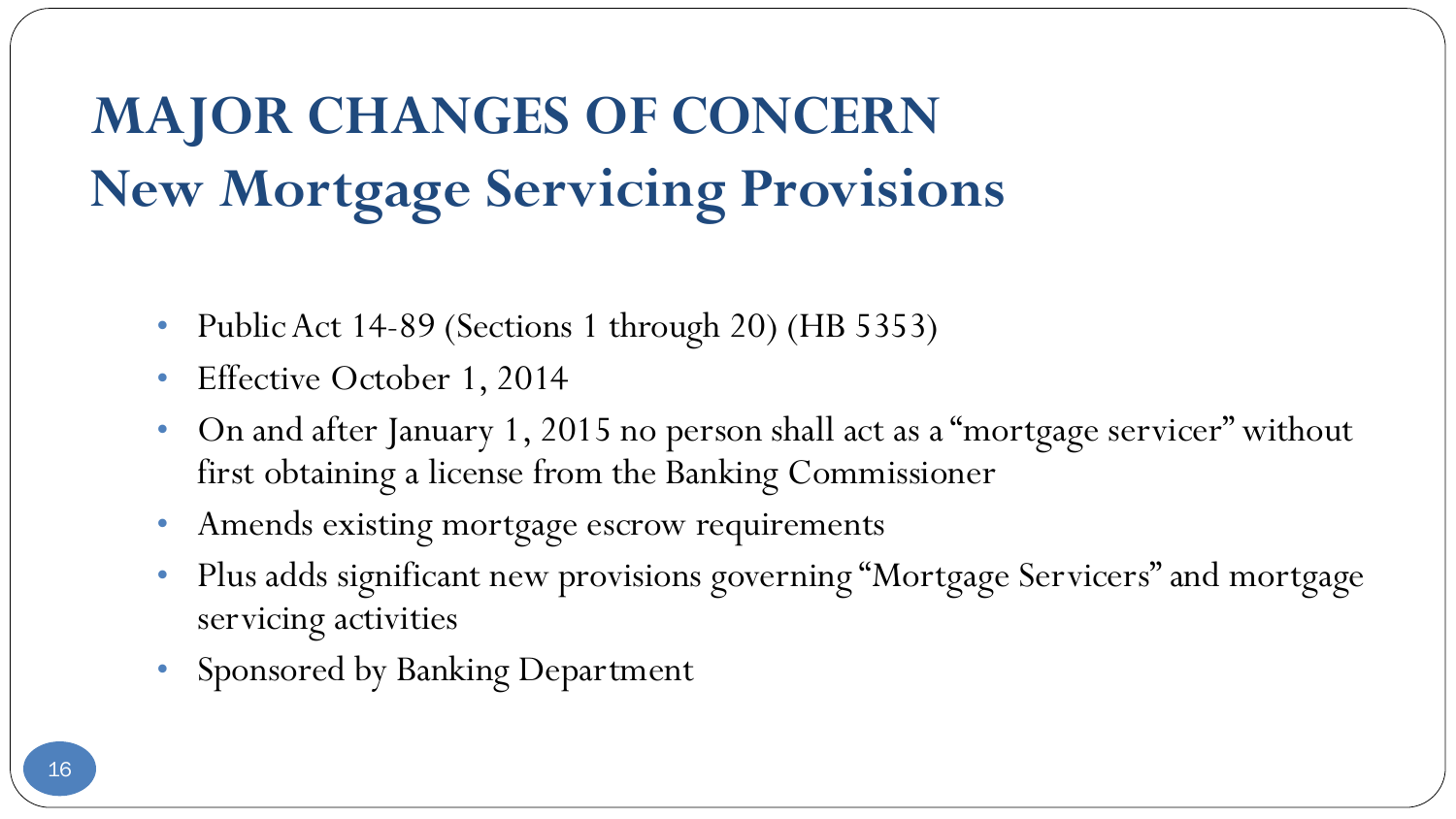# MAJOR CHANGES OF CONCERN
## New Mortgage Servicing Provisions

- Public Act 14-89 (Sections 1 through 20) (HB 5353)
- Effective October 1, 2014
- On and after January 1, 2015 no person shall act as a "mortgage servicer" without first obtaining a license from the Banking Commissioner
- Amends existing mortgage escrow requirements
- Plus adds significant new provisions governing "Mortgage Servicers" and mortgage servicing activities
- Sponsored by Banking Department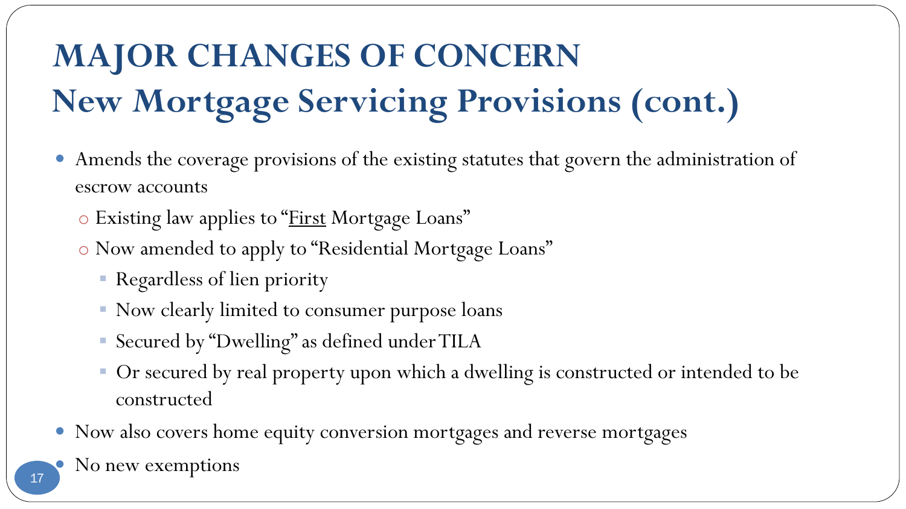# MAJOR CHANGES OF CONCERN
# New Mortgage Servicing Provisions (cont.)

- Amends the coverage provisions of the existing statutes that govern the administration of escrow accounts
  - Existing law applies to "<u>First</u> Mortgage Loans"
  - Now amended to apply to "Residential Mortgage Loans"
    - Regardless of lien priority
    - Now clearly limited to consumer purpose loans
    - Secured by "Dwelling" as defined under TILA
    - Or secured by real property upon which a dwelling is constructed or intended to be constructed
- Now also covers home equity conversion mortgages and reverse mortgages
- No new exemptions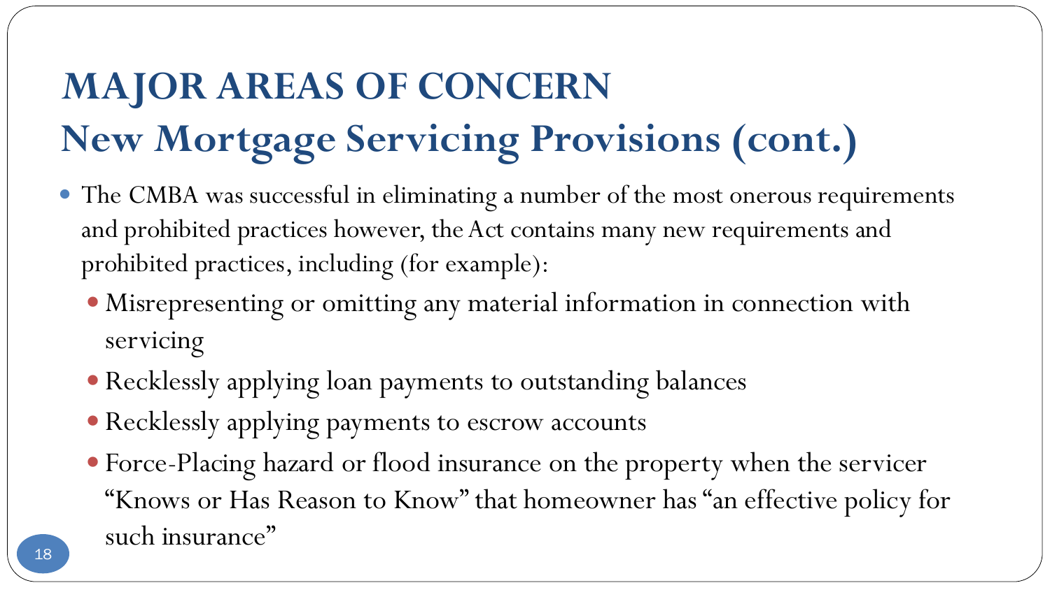# MAJOR AREAS OF CONCERN
## New Mortgage Servicing Provisions (cont.)

- The CMBA was successful in eliminating a number of the most onerous requirements and prohibited practices however, the Act contains many new requirements and prohibited practices, including (for example):
  - Misrepresenting or omitting any material information in connection with servicing
  - Recklessly applying loan payments to outstanding balances
  - Recklessly applying payments to escrow accounts
  - Force-Placing hazard or flood insurance on the property when the servicer "Knows or Has Reason to Know" that homeowner has "an effective policy for such insurance"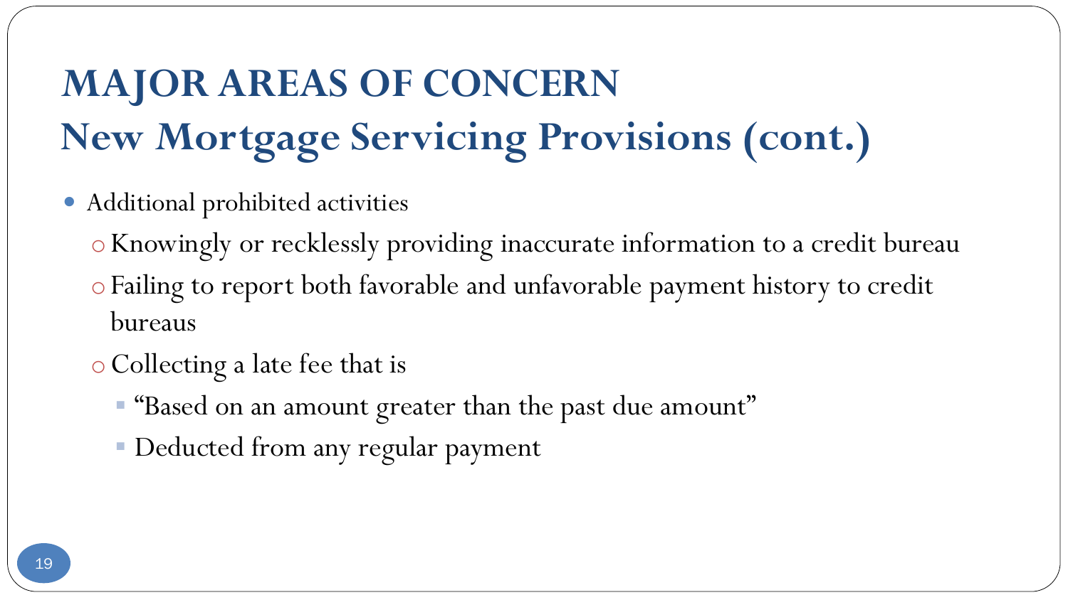# MAJOR AREAS OF CONCERN
# New Mortgage Servicing Provisions (cont.)

- Additional prohibited activities
  - Knowingly or recklessly providing inaccurate information to a credit bureau
  - Failing to report both favorable and unfavorable payment history to credit bureaus
  - Collecting a late fee that is
    - "Based on an amount greater than the past due amount"
    - Deducted from any regular payment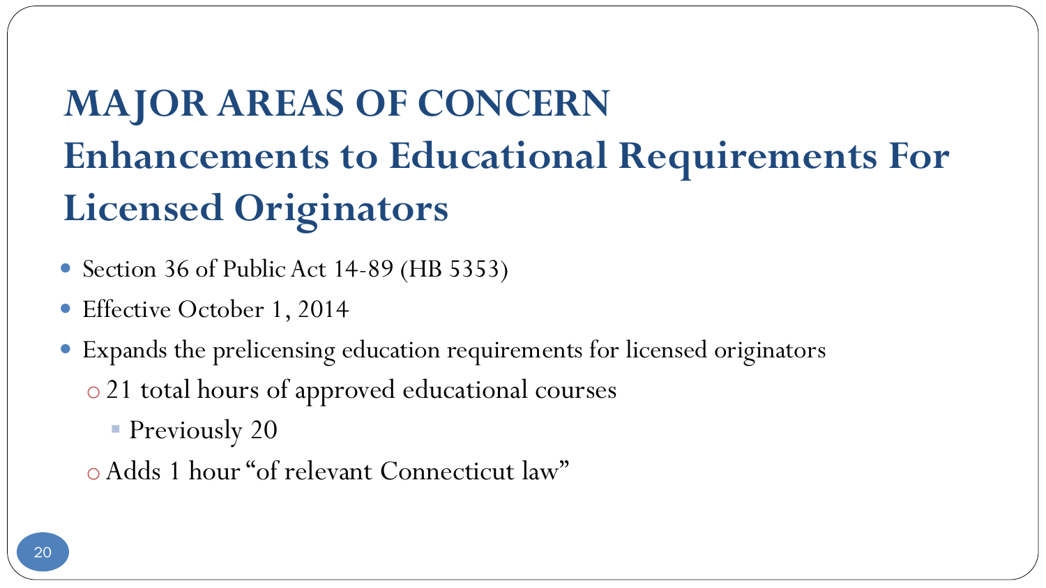# MAJOR AREAS OF CONCERN

## Enhancements to Educational Requirements For Licensed Originators

- Section 36 of Public Act 14-89 (HB 5353)
- Effective October 1, 2014
- Expands the prelicensing education requirements for licensed originators
  - 21 total hours of approved educational courses
    - Previously 20
  - Adds 1 hour "of relevant Connecticut law"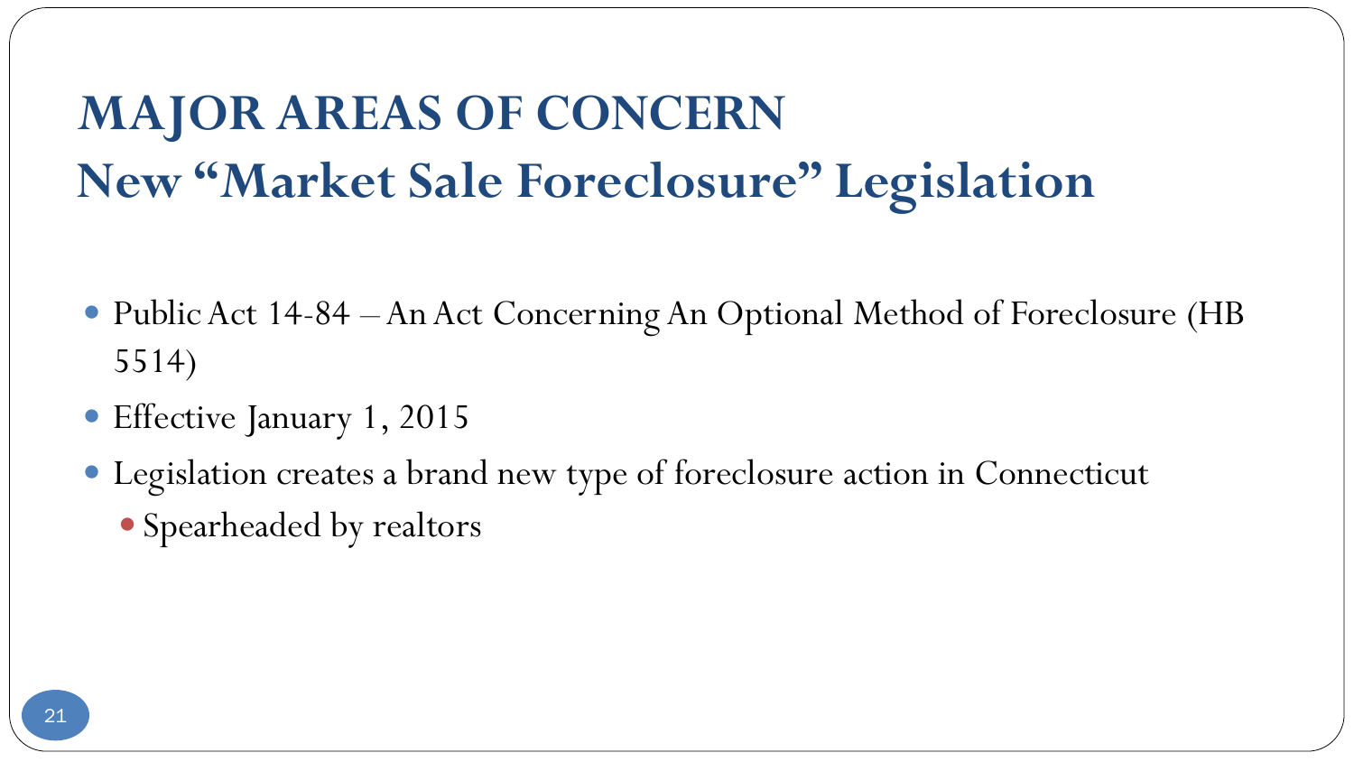# MAJOR AREAS OF CONCERN
## New "Market Sale Foreclosure" Legislation

- Public Act 14-84 – An Act Concerning An Optional Method of Foreclosure (HB 5514)
- Effective January 1, 2015
- Legislation creates a brand new type of foreclosure action in Connecticut
  - Spearheaded by realtors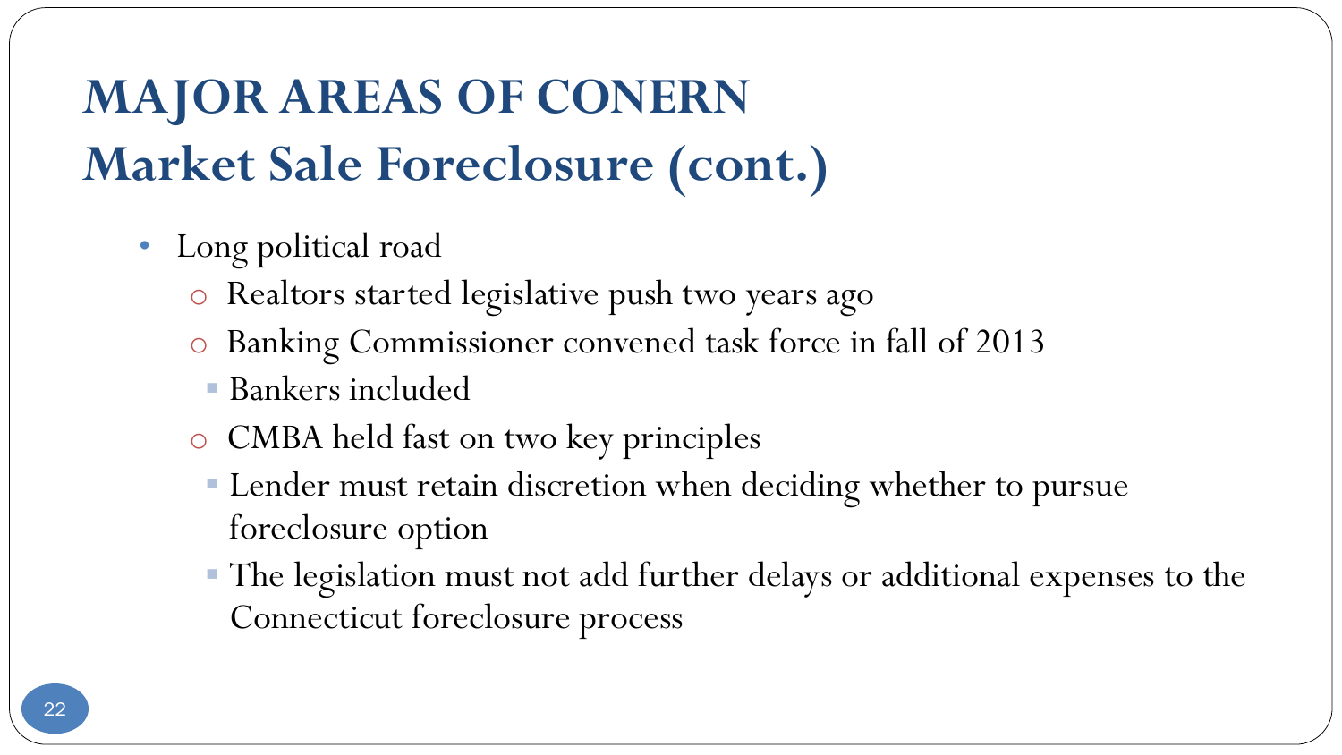# MAJOR AREAS OF CONERN
## Market Sale Foreclosure (cont.)

- Long political road
  - Realtors started legislative push two years ago
  - Banking Commissioner convened task force in fall of 2013
    - Bankers included
  - CMBA held fast on two key principles
    - Lender must retain discretion when deciding whether to pursue foreclosure option
    - The legislation must not add further delays or additional expenses to the Connecticut foreclosure process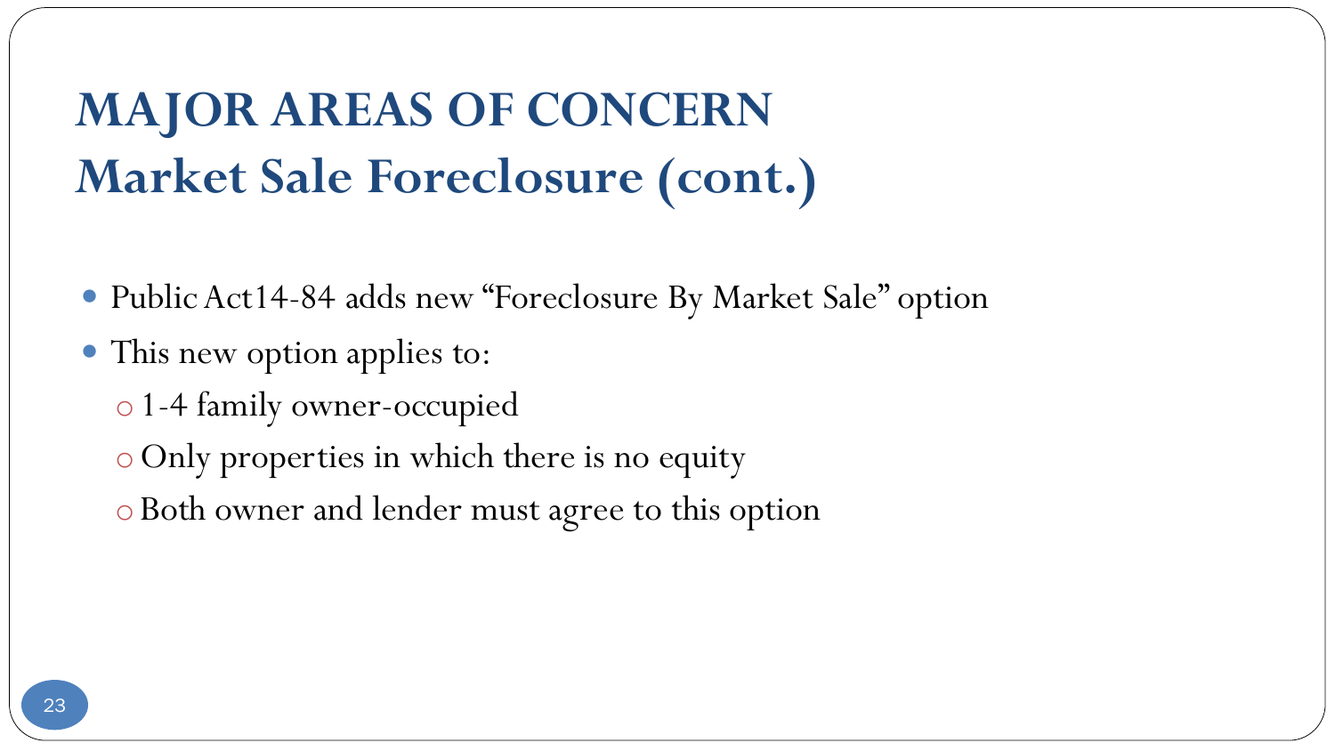# MAJOR AREAS OF CONCERN
# Market Sale Foreclosure (cont.)

- Public Act14-84 adds new "Foreclosure By Market Sale" option
- This new option applies to:
  - 1-4 family owner-occupied
  - Only properties in which there is no equity
  - Both owner and lender must agree to this option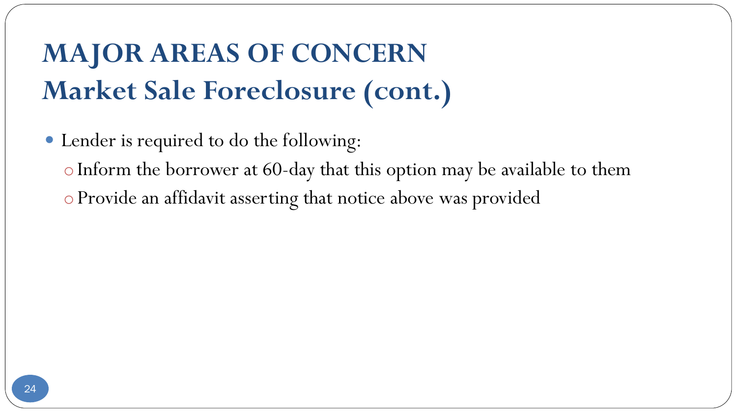# MAJOR AREAS OF CONCERN
## Market Sale Foreclosure (cont.)

- Lender is required to do the following:
  - Inform the borrower at 60-day that this option may be available to them
  - Provide an affidavit asserting that notice above was provided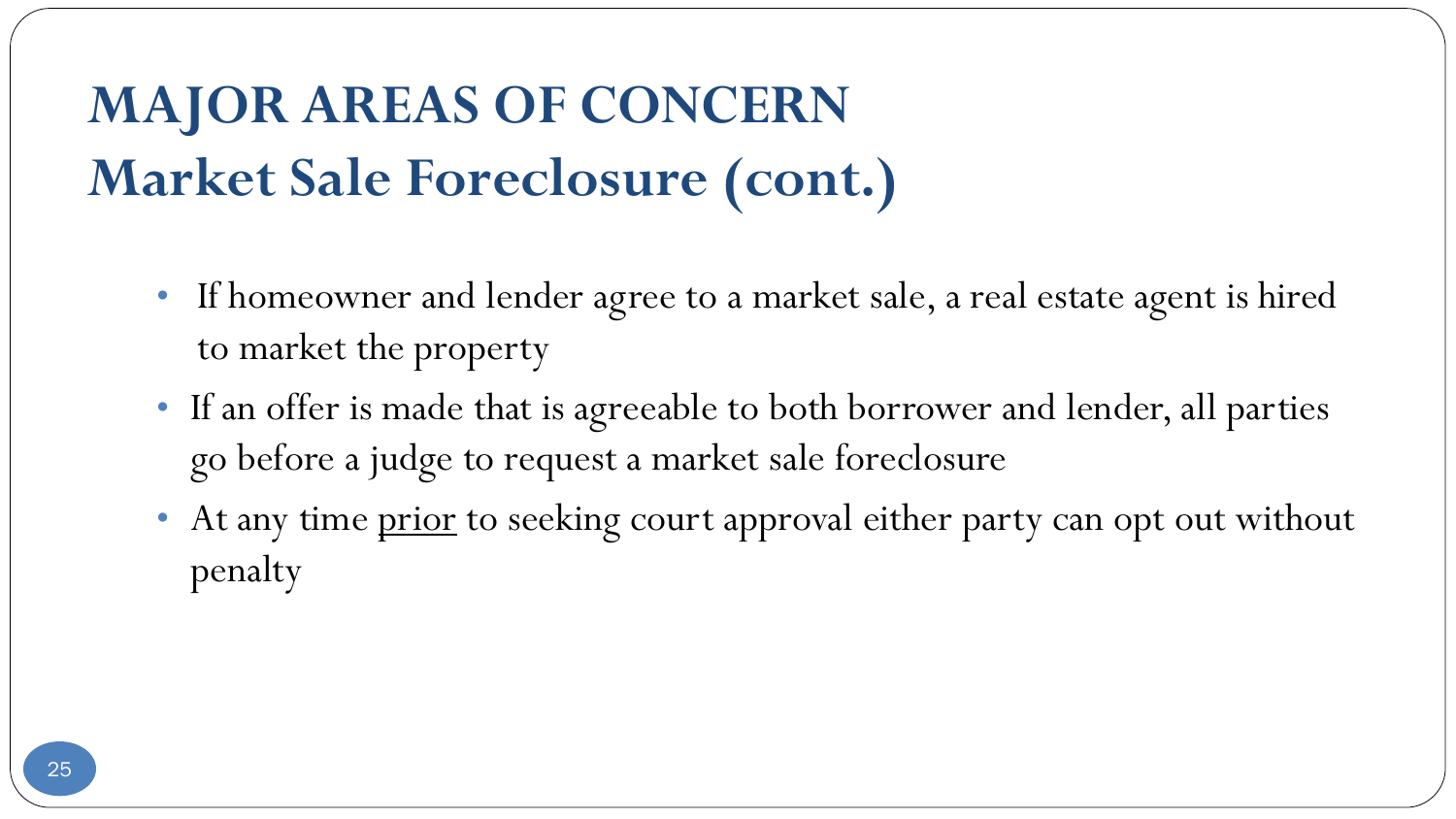# MAJOR AREAS OF CONCERN
## Market Sale Foreclosure (cont.)

- If homeowner and lender agree to a market sale, a real estate agent is hired to market the property
- If an offer is made that is agreeable to both borrower and lender, all parties go before a judge to request a market sale foreclosure
- At any time <u>prior</u> to seeking court approval either party can opt out without penalty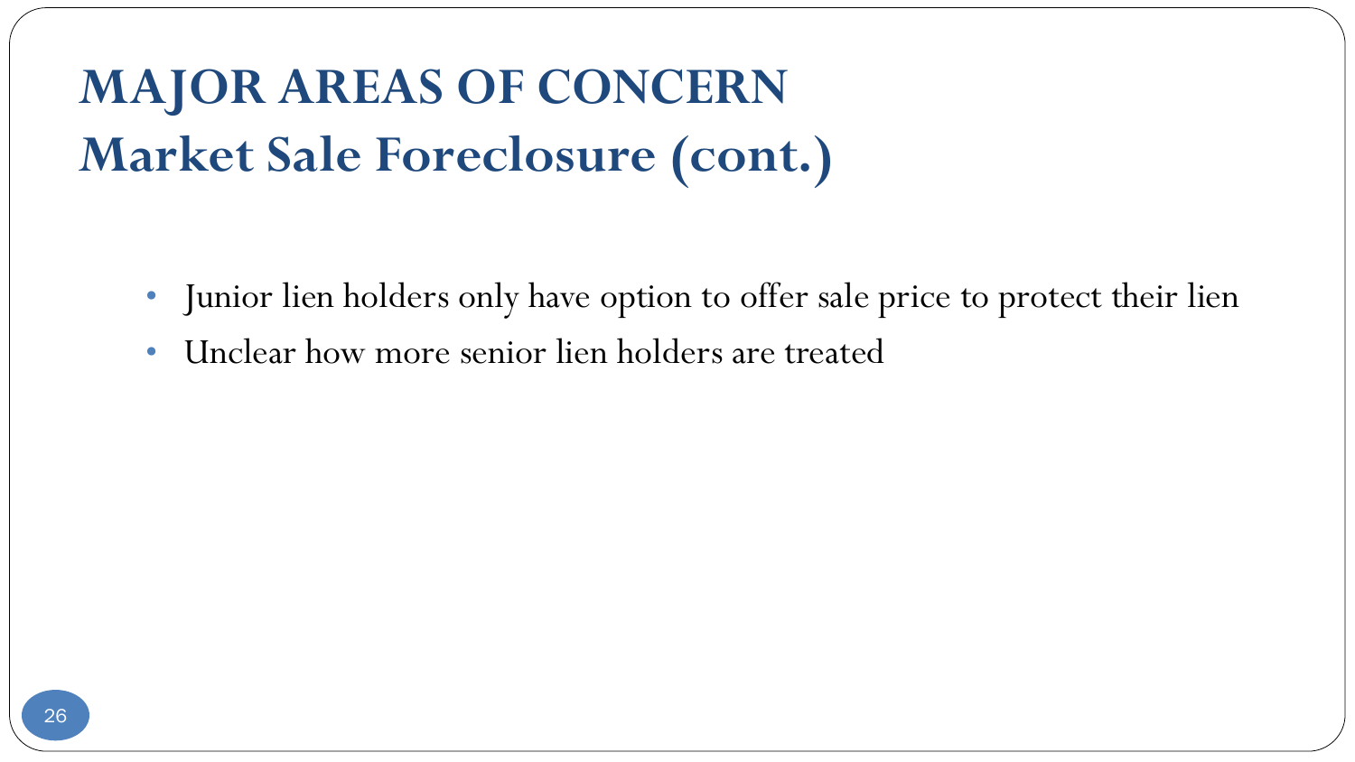# MAJOR AREAS OF CONCERN
## Market Sale Foreclosure (cont.)

- Junior lien holders only have option to offer sale price to protect their lien
- Unclear how more senior lien holders are treated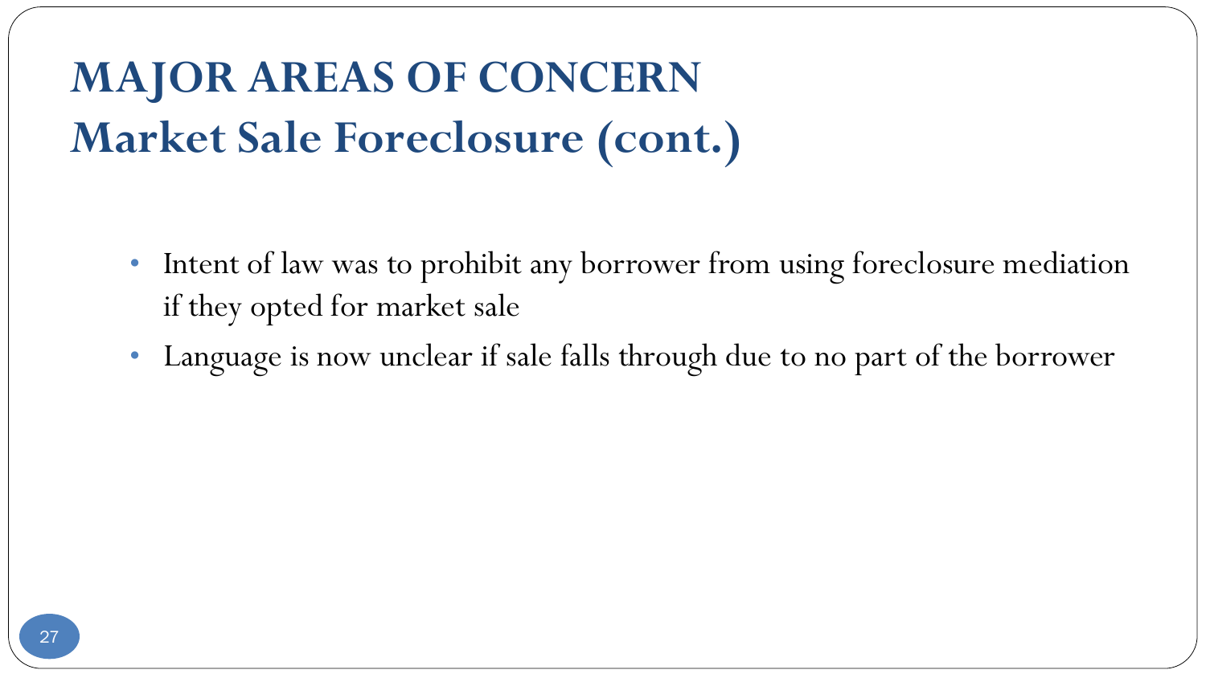# MAJOR AREAS OF CONCERN
# Market Sale Foreclosure (cont.)

- Intent of law was to prohibit any borrower from using foreclosure mediation if they opted for market sale
- Language is now unclear if sale falls through due to no part of the borrower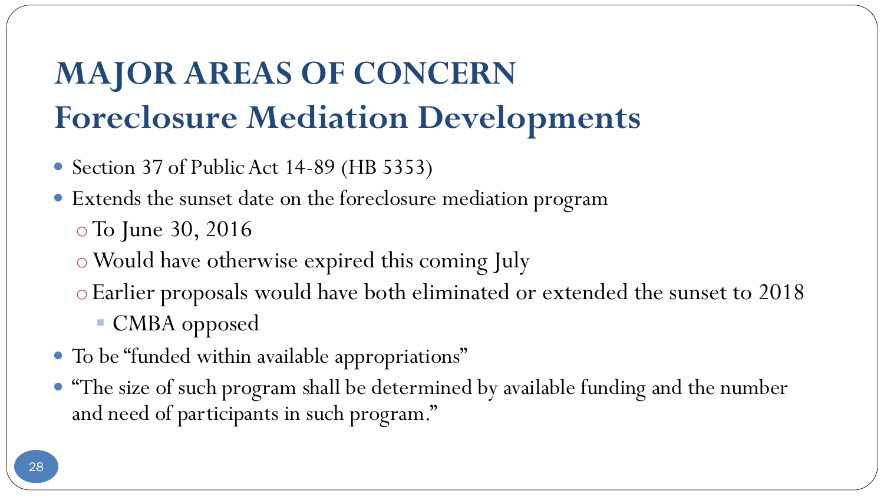# MAJOR AREAS OF CONCERN
## Foreclosure Mediation Developments

- Section 37 of Public Act 14-89 (HB 5353)
- Extends the sunset date on the foreclosure mediation program
  - To June 30, 2016
  - Would have otherwise expired this coming July
  - Earlier proposals would have both eliminated or extended the sunset to 2018
    - CMBA opposed
- To be "funded within available appropriations"
- "The size of such program shall be determined by available funding and the number and need of participants in such program."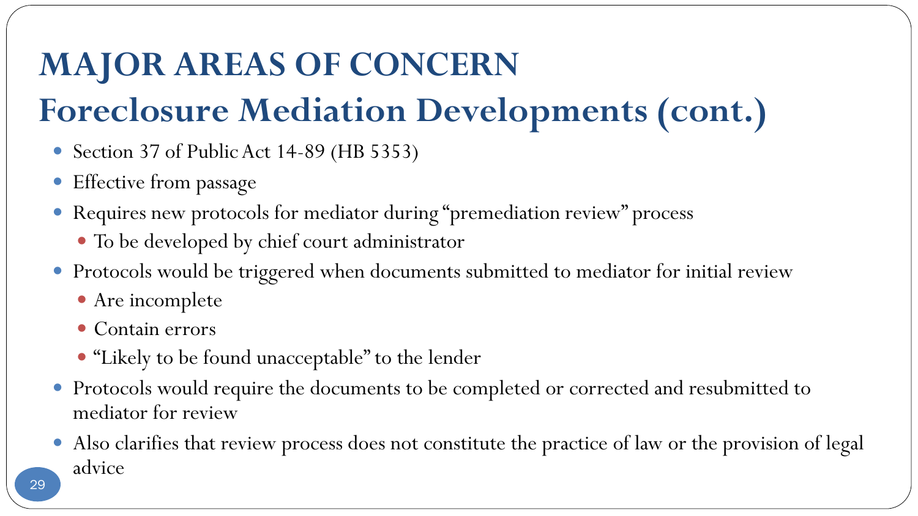# MAJOR AREAS OF CONCERN

## Foreclosure Mediation Developments (cont.)

- Section 37 of Public Act 14-89 (HB 5353)
- Effective from passage
- Requires new protocols for mediator during "premediation review" process
  - To be developed by chief court administrator
- Protocols would be triggered when documents submitted to mediator for initial review
  - Are incomplete
  - Contain errors
  - "Likely to be found unacceptable" to the lender
- Protocols would require the documents to be completed or corrected and resubmitted to mediator for review
- Also clarifies that review process does not constitute the practice of law or the provision of legal advice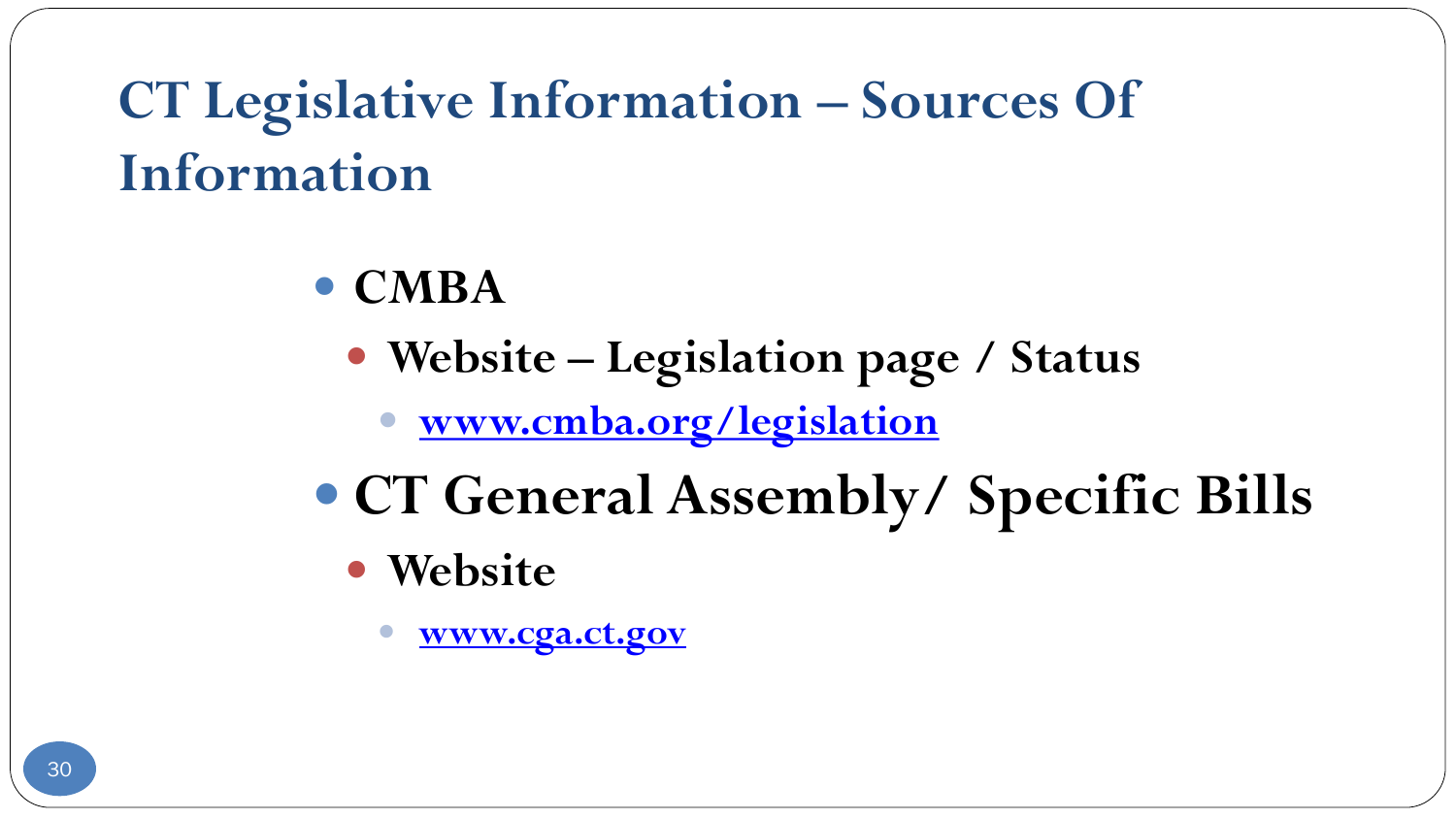# CT Legislative Information – Sources Of Information

- **CMBA**
  - **Website – Legislation page / Status**
    - **[www.cmba.org/legislation](http://www.cmba.org/legislation)**
- **CT General Assembly/ Specific Bills**
  - **Website**
    - **[www.cga.ct.gov](http://www.cga.ct.gov)**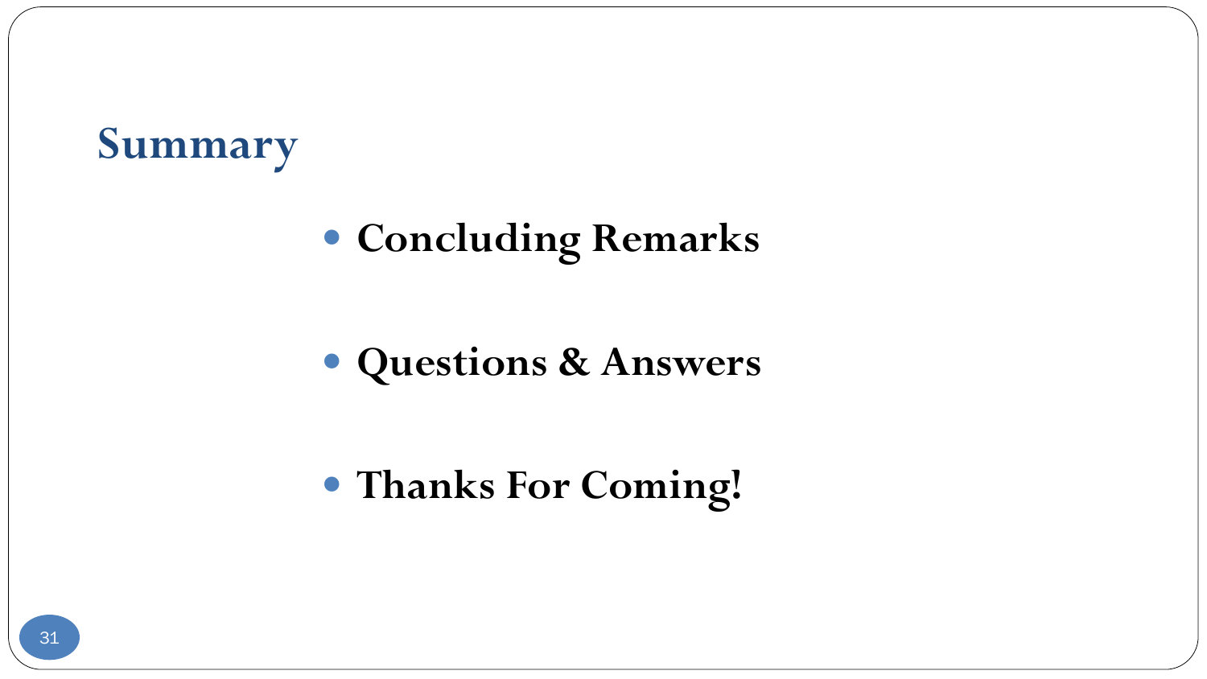# Summary

- **Concluding Remarks**
- **Questions & Answers**
- **Thanks For Coming!**